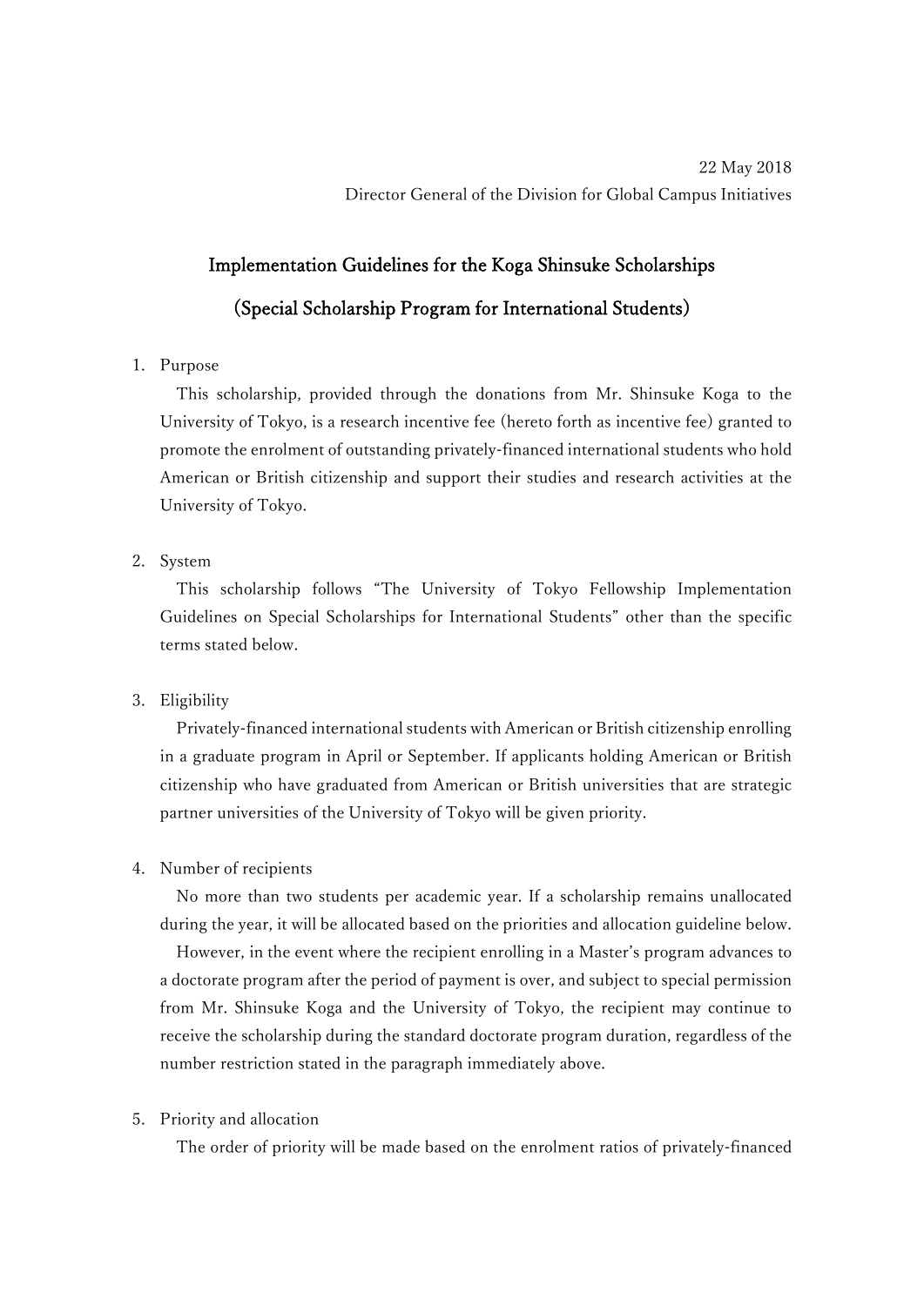22 May 2018
Director General of the Division for Global Campus Initiatives

# Implementation Guidelines for the Koga Shinsuke Scholarships

## (Special Scholarship Program for International Students)

1. Purpose

   This scholarship, provided through the donations from Mr. Shinsuke Koga to the University of Tokyo, is a research incentive fee (hereto forth as incentive fee) granted to promote the enrolment of outstanding privately-financed international students who hold American or British citizenship and support their studies and research activities at the University of Tokyo.

2. System

   This scholarship follows "The University of Tokyo Fellowship Implementation Guidelines on Special Scholarships for International Students" other than the specific terms stated below.

3. Eligibility

   Privately-financed international students with American or British citizenship enrolling in a graduate program in April or September. If applicants holding American or British citizenship who have graduated from American or British universities that are strategic partner universities of the University of Tokyo will be given priority.

4. Number of recipients

   No more than two students per academic year. If a scholarship remains unallocated during the year, it will be allocated based on the priorities and allocation guideline below.

   However, in the event where the recipient enrolling in a Master's program advances to a doctorate program after the period of payment is over, and subject to special permission from Mr. Shinsuke Koga and the University of Tokyo, the recipient may continue to receive the scholarship during the standard doctorate program duration, regardless of the number restriction stated in the paragraph immediately above.

5. Priority and allocation

   The order of priority will be made based on the enrolment ratios of privately-financed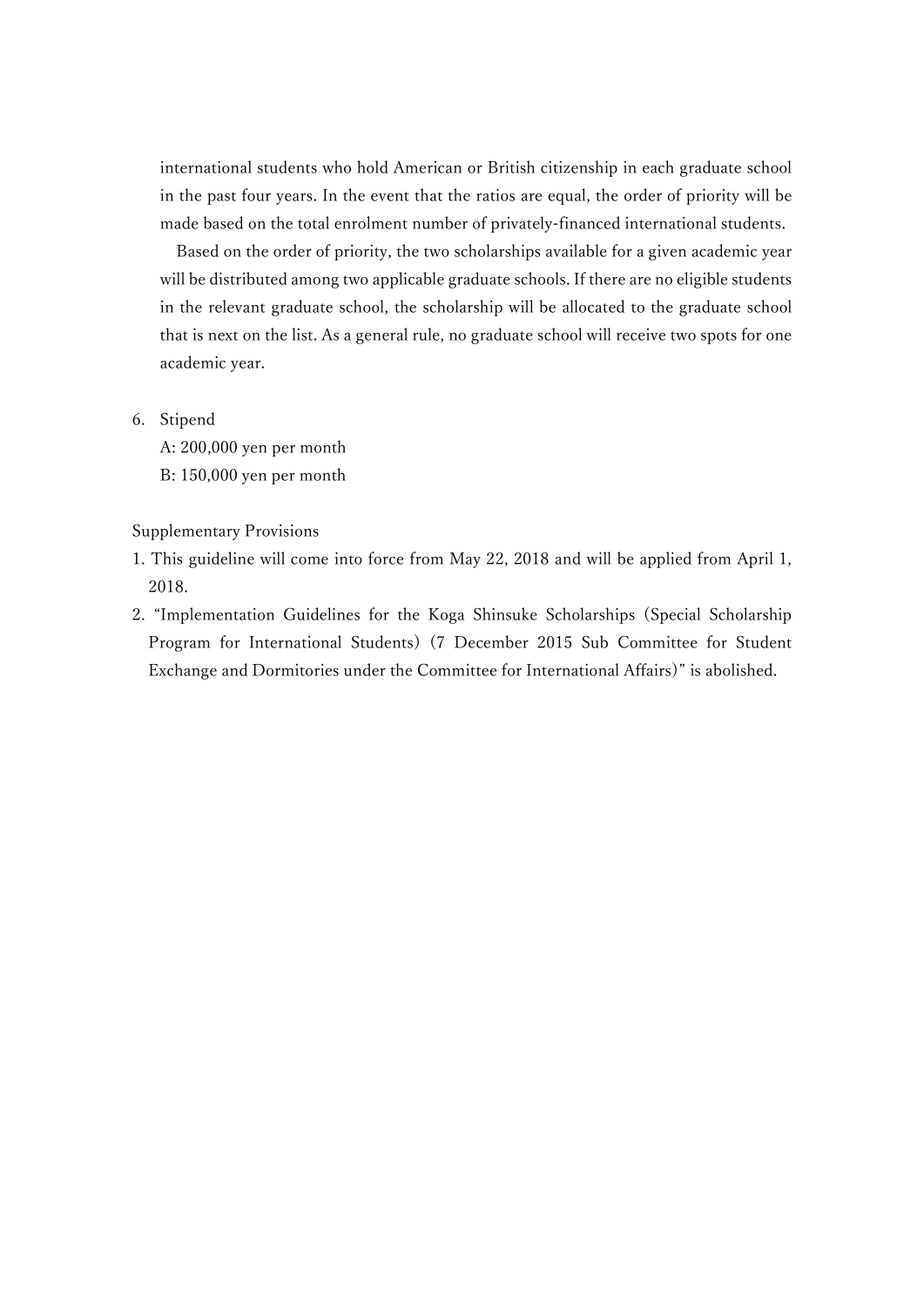international students who hold American or British citizenship in each graduate school in the past four years. In the event that the ratios are equal, the order of priority will be made based on the total enrolment number of privately-financed international students.

Based on the order of priority, the two scholarships available for a given academic year will be distributed among two applicable graduate schools. If there are no eligible students in the relevant graduate school, the scholarship will be allocated to the graduate school that is next on the list. As a general rule, no graduate school will receive two spots for one academic year.

6. Stipend

   A: 200,000 yen per month

   B: 150,000 yen per month

Supplementary Provisions

1. This guideline will come into force from May 22, 2018 and will be applied from April 1, 2018.
2. "Implementation Guidelines for the Koga Shinsuke Scholarships (Special Scholarship Program for International Students) (7 December 2015 Sub Committee for Student Exchange and Dormitories under the Committee for International Affairs)" is abolished.